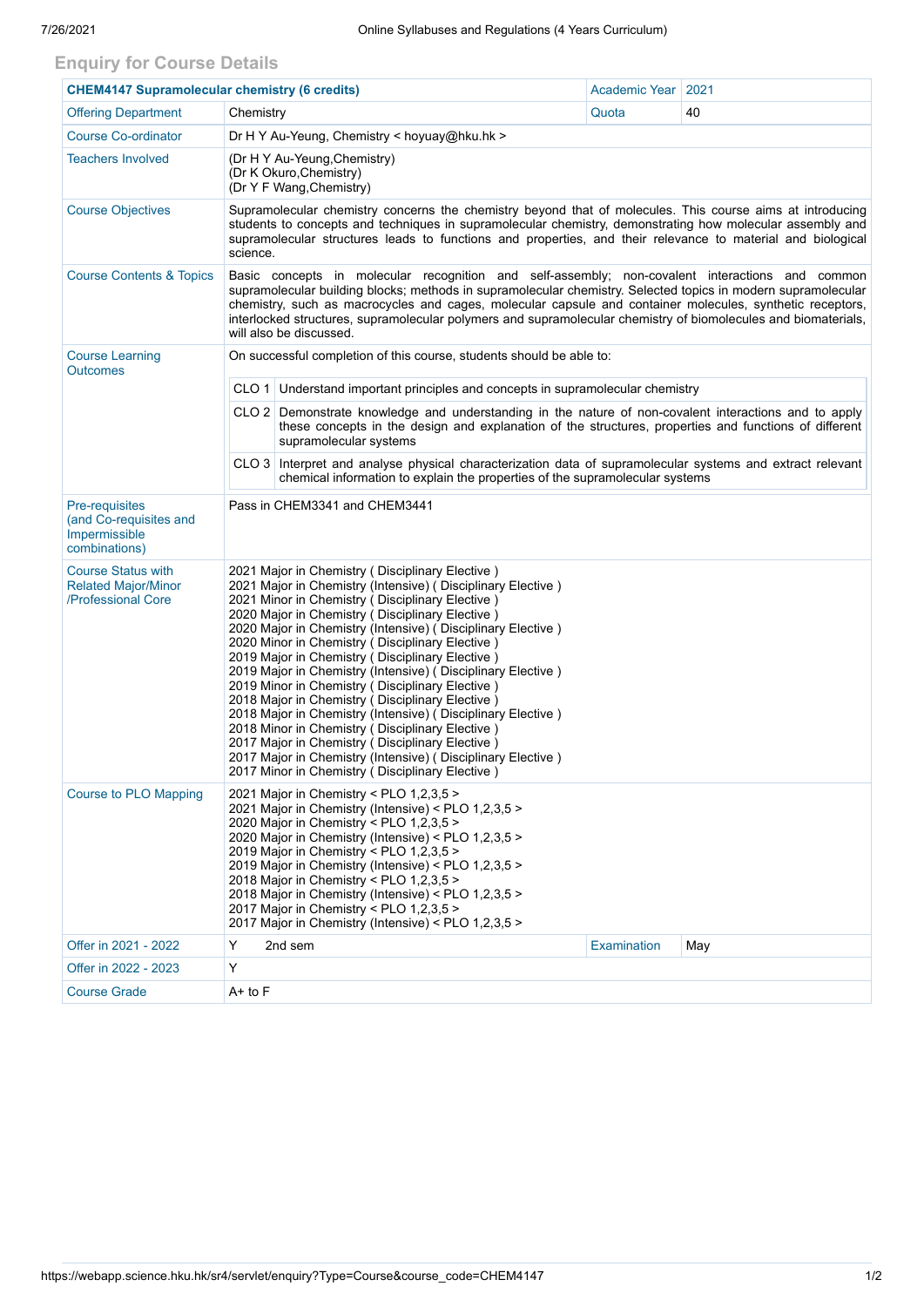## Enquiry for Course Details

| CHEM4147 Supramolecular chemistry (6 credits) | | Academic Year | 2021 |
|---|---|---|---|
| Offering Department | Chemistry | Quota | 40 |
| Course Co-ordinator | Dr H Y Au-Yeung, Chemistry < hoyuay@hku.hk > | | |
| Teachers Involved | (Dr H Y Au-Yeung,Chemistry)<br>(Dr K Okuro,Chemistry)<br>(Dr Y F Wang,Chemistry) | | |
| Course Objectives | Supramolecular chemistry concerns the chemistry beyond that of molecules. This course aims at introducing students to concepts and techniques in supramolecular chemistry, demonstrating how molecular assembly and supramolecular structures leads to functions and properties, and their relevance to material and biological science. | | |
| Course Contents & Topics | Basic concepts in molecular recognition and self-assembly; non-covalent interactions and common supramolecular building blocks; methods in supramolecular chemistry. Selected topics in modern supramolecular chemistry, such as macrocycles and cages, molecular capsule and container molecules, synthetic receptors, interlocked structures, supramolecular polymers and supramolecular chemistry of biomolecules and biomaterials, will also be discussed. | | |
| Course Learning Outcomes | On successful completion of this course, students should be able to:<br>CLO 1 Understand important principles and concepts in supramolecular chemistry<br>CLO 2 Demonstrate knowledge and understanding in the nature of non-covalent interactions and to apply these concepts in the design and explanation of the structures, properties and functions of different supramolecular systems<br>CLO 3 Interpret and analyse physical characterization data of supramolecular systems and extract relevant chemical information to explain the properties of the supramolecular systems | | |
| Pre-requisites (and Co-requisites and Impermissible combinations) | Pass in CHEM3341 and CHEM3441 | | |
| Course Status with Related Major/Minor /Professional Core | 2021 Major in Chemistry ( Disciplinary Elective )<br>2021 Major in Chemistry (Intensive) ( Disciplinary Elective )<br>2021 Minor in Chemistry ( Disciplinary Elective )<br>2020 Major in Chemistry ( Disciplinary Elective )<br>2020 Major in Chemistry (Intensive) ( Disciplinary Elective )<br>2020 Minor in Chemistry ( Disciplinary Elective )<br>2019 Major in Chemistry ( Disciplinary Elective )<br>2019 Major in Chemistry (Intensive) ( Disciplinary Elective )<br>2019 Minor in Chemistry ( Disciplinary Elective )<br>2018 Major in Chemistry ( Disciplinary Elective )<br>2018 Major in Chemistry (Intensive) ( Disciplinary Elective )<br>2018 Minor in Chemistry ( Disciplinary Elective )<br>2017 Major in Chemistry ( Disciplinary Elective )<br>2017 Major in Chemistry (Intensive) ( Disciplinary Elective )<br>2017 Minor in Chemistry ( Disciplinary Elective ) | | |
| Course to PLO Mapping | 2021 Major in Chemistry < PLO 1,2,3,5 ><br>2021 Major in Chemistry (Intensive) < PLO 1,2,3,5 ><br>2020 Major in Chemistry < PLO 1,2,3,5 ><br>2020 Major in Chemistry (Intensive) < PLO 1,2,3,5 ><br>2019 Major in Chemistry < PLO 1,2,3,5 ><br>2019 Major in Chemistry (Intensive) < PLO 1,2,3,5 ><br>2018 Major in Chemistry < PLO 1,2,3,5 ><br>2018 Major in Chemistry (Intensive) < PLO 1,2,3,5 ><br>2017 Major in Chemistry < PLO 1,2,3,5 ><br>2017 Major in Chemistry (Intensive) < PLO 1,2,3,5 > | | |
| Offer in 2021 - 2022 | Y 2nd sem | Examination | May |
| Offer in 2022 - 2023 | Y | | |
| Course Grade | A+ to F | | |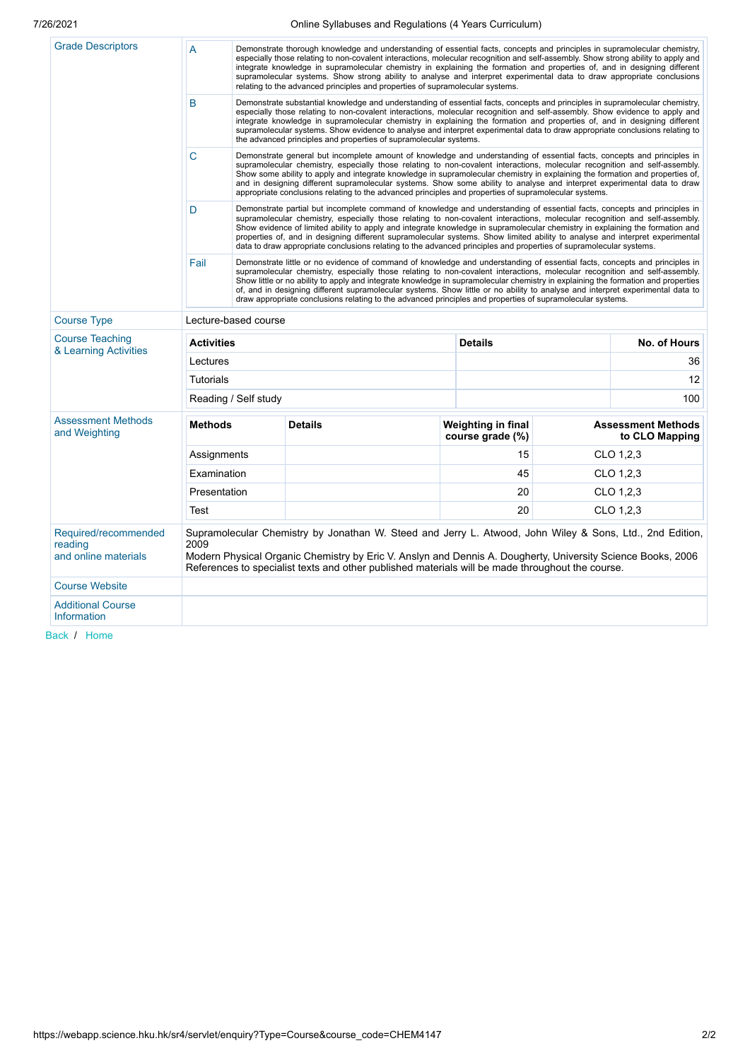| | | |
|---|---|---|
| Grade Descriptors | A | Demonstrate thorough knowledge and understanding of essential facts, concepts and principles in supramolecular chemistry, especially those relating to non-covalent interactions, molecular recognition and self-assembly. Show strong ability to apply and integrate knowledge in supramolecular chemistry in explaining the formation and properties of, and in designing different supramolecular systems. Show strong ability to analyse and interpret experimental data to draw appropriate conclusions relating to the advanced principles and properties of supramolecular systems. |
| | B | Demonstrate substantial knowledge and understanding of essential facts, concepts and principles in supramolecular chemistry, especially those relating to non-covalent interactions, molecular recognition and self-assembly. Show evidence to apply and integrate knowledge in supramolecular chemistry in explaining the formation and properties of, and in designing different supramolecular systems. Show evidence to analyse and interpret experimental data to draw appropriate conclusions relating to the advanced principles and properties of supramolecular systems. |
| | C | Demonstrate general but incomplete amount of knowledge and understanding of essential facts, concepts and principles in supramolecular chemistry, especially those relating to non-covalent interactions, molecular recognition and self-assembly. Show some ability to apply and integrate knowledge in supramolecular chemistry in explaining the formation and properties of, and in designing different supramolecular systems. Show some ability to analyse and interpret experimental data to draw appropriate conclusions relating to the advanced principles and properties of supramolecular systems. |
| | D | Demonstrate partial but incomplete command of knowledge and understanding of essential facts, concepts and principles in supramolecular chemistry, especially those relating to non-covalent interactions, molecular recognition and self-assembly. Show evidence of limited ability to apply and integrate knowledge in supramolecular chemistry in explaining the formation and properties of, and in designing different supramolecular systems. Show limited ability to analyse and interpret experimental data to draw appropriate conclusions relating to the advanced principles and properties of supramolecular systems. |
| | Fail | Demonstrate little or no evidence of command of knowledge and understanding of essential facts, concepts and principles in supramolecular chemistry, especially those relating to non-covalent interactions, molecular recognition and self-assembly. Show little or no ability to apply and integrate knowledge in supramolecular chemistry in explaining the formation and properties of, and in designing different supramolecular systems. Show little or no ability to analyse and interpret experimental data to draw appropriate conclusions relating to the advanced principles and properties of supramolecular systems. |

| | |
|---|---|
| Course Type | Lecture-based course |

**Course Teaching & Learning Activities**

| Activities | Details | No. of Hours |
|---|---|---|
| Lectures | | 36 |
| Tutorials | | 12 |
| Reading / Self study | | 100 |

**Assessment Methods and Weighting**

| Methods | Details | Weighting in final course grade (%) | Assessment Methods to CLO Mapping |
|---|---|---|---|
| Assignments | | 15 | CLO 1,2,3 |
| Examination | | 45 | CLO 1,2,3 |
| Presentation | | 20 | CLO 1,2,3 |
| Test | | 20 | CLO 1,2,3 |

**Required/recommended reading and online materials**

Supramolecular Chemistry by Jonathan W. Steed and Jerry L. Atwood, John Wiley & Sons, Ltd., 2nd Edition, 2009
Modern Physical Organic Chemistry by Eric V. Anslyn and Dennis A. Dougherty, University Science Books, 2006
References to specialist texts and other published materials will be made throughout the course.

**Course Website**

**Additional Course Information**

Back / Home